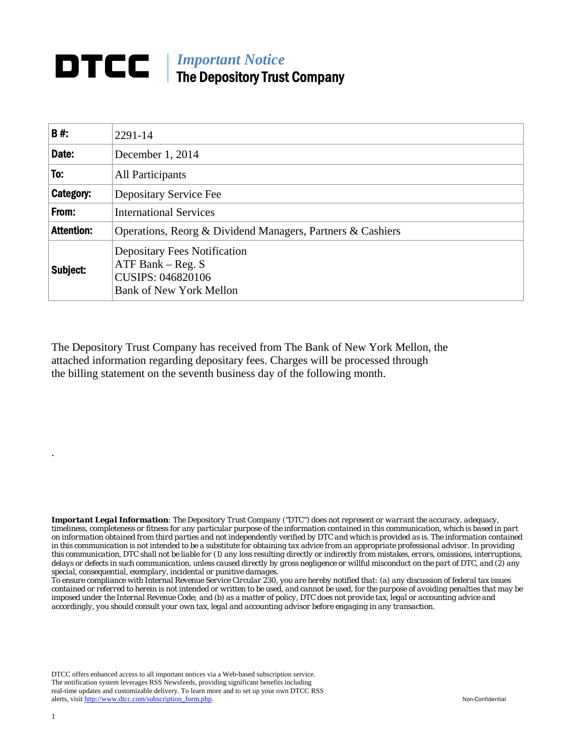# DTCC | *Important Notice*
## The Depository Trust Company

| **B #:** | 2291-14 |
|---|---|
| **Date:** | December 1, 2014 |
| **To:** | All Participants |
| **Category:** | Depositary Service Fee |
| **From:** | International Services |
| **Attention:** | Operations, Reorg & Dividend Managers, Partners & Cashiers |
| **Subject:** | Depositary Fees Notification<br>ATF Bank – Reg. S<br>CUSIPS: 046820106<br>Bank of New York Mellon |

The Depository Trust Company has received from The Bank of New York Mellon, the attached information regarding depositary fees. Charges will be processed through the billing statement on the seventh business day of the following month.

.

***Important Legal Information****: The Depository Trust Company ("DTC") does not represent or warrant the accuracy, adequacy, timeliness, completeness or fitness for any particular purpose of the information contained in this communication, which is based in part on information obtained from third parties and not independently verified by DTC and which is provided as is. The information contained in this communication is not intended to be a substitute for obtaining tax advice from an appropriate professional advisor. In providing this communication, DTC shall not be liable for (1) any loss resulting directly or indirectly from mistakes, errors, omissions, interruptions, delays or defects in such communication, unless caused directly by gross negligence or willful misconduct on the part of DTC, and (2) any special, consequential, exemplary, incidental or punitive damages.*

*To ensure compliance with Internal Revenue Service Circular 230, you are hereby notified that: (a) any discussion of federal tax issues contained or referred to herein is not intended or written to be used, and cannot be used, for the purpose of avoiding penalties that may be imposed under the Internal Revenue Code; and (b) as a matter of policy, DTC does not provide tax, legal or accounting advice and accordingly, you should consult your own tax, legal and accounting advisor before engaging in any transaction.*

DTCC offers enhanced access to all important notices via a Web-based subscription service. The notification system leverages RSS Newsfeeds, providing significant benefits including real-time updates and customizable delivery. To learn more and to set up your own DTCC RSS alerts, visit http://www.dtcc.com/subscription_form.php.

Non-Confidential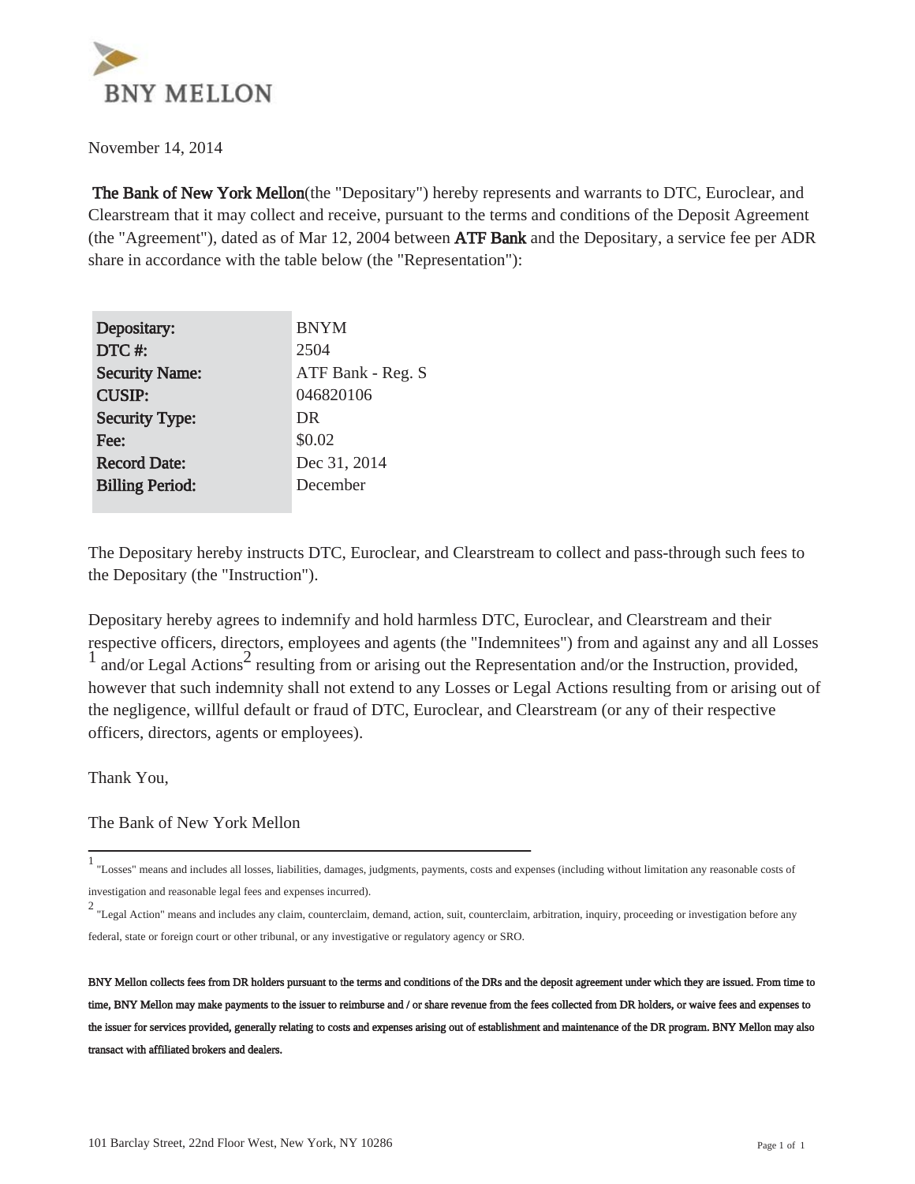BNY MELLON

November 14, 2014

**The Bank of New York Mellon**(the "Depositary") hereby represents and warrants to DTC, Euroclear, and Clearstream that it may collect and receive, pursuant to the terms and conditions of the Deposit Agreement (the "Agreement"), dated as of Mar 12, 2004 between **ATF Bank** and the Depositary, a service fee per ADR share in accordance with the table below (the "Representation"):

| | |
|---|---|
| **Depositary:** | BNYM |
| **DTC #:** | 2504 |
| **Security Name:** | ATF Bank - Reg. S |
| **CUSIP:** | 046820106 |
| **Security Type:** | DR |
| **Fee:** | $0.02 |
| **Record Date:** | Dec 31, 2014 |
| **Billing Period:** | December |

The Depositary hereby instructs DTC, Euroclear, and Clearstream to collect and pass-through such fees to the Depositary (the "Instruction").

Depositary hereby agrees to indemnify and hold harmless DTC, Euroclear, and Clearstream and their respective officers, directors, employees and agents (the "Indemnitees") from and against any and all Losses [1] and/or Legal Actions[2] resulting from or arising out the Representation and/or the Instruction, provided, however that such indemnity shall not extend to any Losses or Legal Actions resulting from or arising out of the negligence, willful default or fraud of DTC, Euroclear, and Clearstream (or any of their respective officers, directors, agents or employees).

Thank You,

The Bank of New York Mellon

---

[1] "Losses" means and includes all losses, liabilities, damages, judgments, payments, costs and expenses (including without limitation any reasonable costs of investigation and reasonable legal fees and expenses incurred).

[2] "Legal Action" means and includes any claim, counterclaim, demand, action, suit, counterclaim, arbitration, inquiry, proceeding or investigation before any federal, state or foreign court or other tribunal, or any investigative or regulatory agency or SRO.

**BNY Mellon collects fees from DR holders pursuant to the terms and conditions of the DRs and the deposit agreement under which they are issued. From time to time, BNY Mellon may make payments to the issuer to reimburse and / or share revenue from the fees collected from DR holders, or waive fees and expenses to the issuer for services provided, generally relating to costs and expenses arising out of establishment and maintenance of the DR program. BNY Mellon may also transact with affiliated brokers and dealers.**

101 Barclay Street, 22nd Floor West, New York, NY 10286